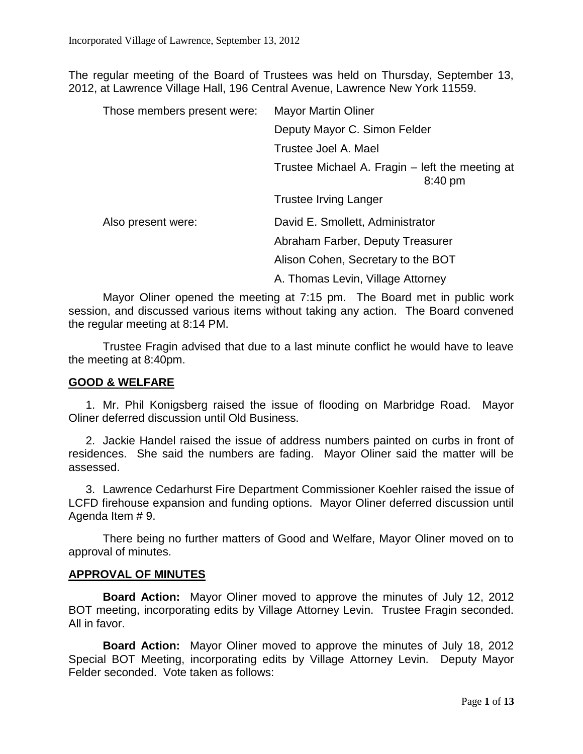The regular meeting of the Board of Trustees was held on Thursday, September 13, 2012, at Lawrence Village Hall, 196 Central Avenue, Lawrence New York 11559.

| | |
|---|---|
| Those members present were: | Mayor Martin Oliner |
| | Deputy Mayor C. Simon Felder |
| | Trustee Joel A. Mael |
| | Trustee Michael A. Fragin – left the meeting at 8:40 pm |
| | Trustee Irving Langer |
| Also present were: | David E. Smollett, Administrator |
| | Abraham Farber, Deputy Treasurer |
| | Alison Cohen, Secretary to the BOT |
| | A. Thomas Levin, Village Attorney |

Mayor Oliner opened the meeting at 7:15 pm. The Board met in public work session, and discussed various items without taking any action. The Board convened the regular meeting at 8:14 PM.

Trustee Fragin advised that due to a last minute conflict he would have to leave the meeting at 8:40pm.

## GOOD & WELFARE

1. Mr. Phil Konigsberg raised the issue of flooding on Marbridge Road. Mayor Oliner deferred discussion until Old Business.
2. Jackie Handel raised the issue of address numbers painted on curbs in front of residences. She said the numbers are fading. Mayor Oliner said the matter will be assessed.
3. Lawrence Cedarhurst Fire Department Commissioner Koehler raised the issue of LCFD firehouse expansion and funding options. Mayor Oliner deferred discussion until Agenda Item # 9.

There being no further matters of Good and Welfare, Mayor Oliner moved on to approval of minutes.

## APPROVAL OF MINUTES

**Board Action:** Mayor Oliner moved to approve the minutes of July 12, 2012 BOT meeting, incorporating edits by Village Attorney Levin. Trustee Fragin seconded. All in favor.

**Board Action:** Mayor Oliner moved to approve the minutes of July 18, 2012 Special BOT Meeting, incorporating edits by Village Attorney Levin. Deputy Mayor Felder seconded. Vote taken as follows: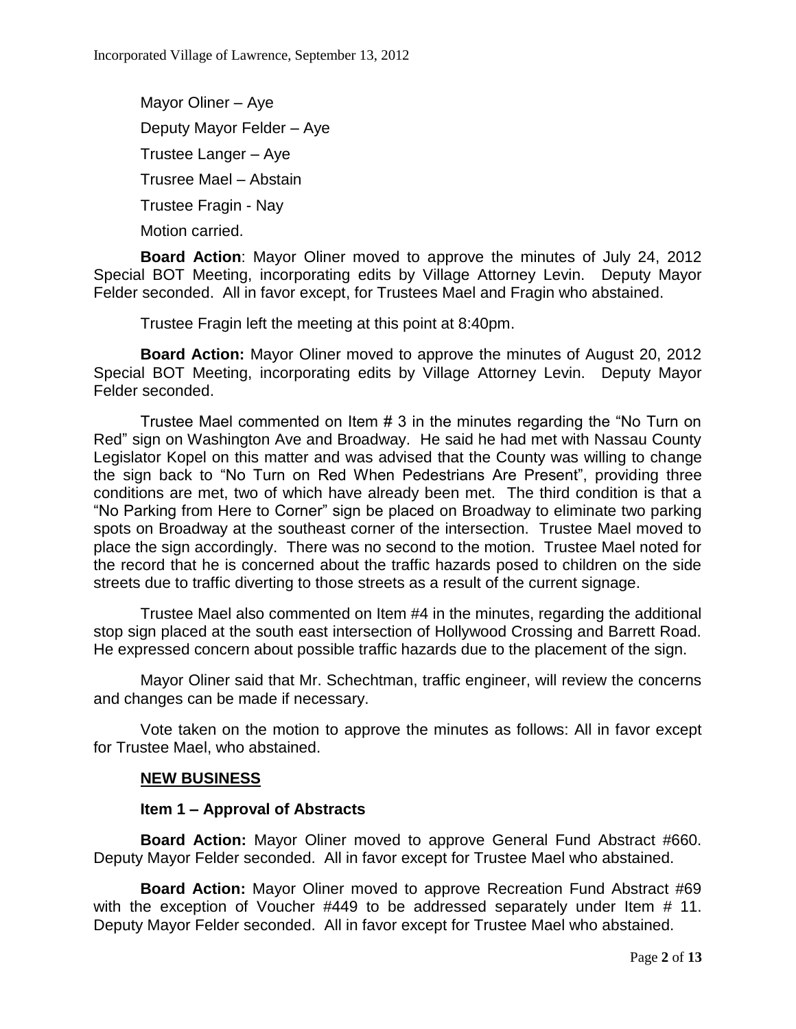Mayor Oliner – Aye

Deputy Mayor Felder – Aye

Trustee Langer – Aye

Trusree Mael – Abstain

Trustee Fragin - Nay

Motion carried.

**Board Action**: Mayor Oliner moved to approve the minutes of July 24, 2012 Special BOT Meeting, incorporating edits by Village Attorney Levin. Deputy Mayor Felder seconded. All in favor except, for Trustees Mael and Fragin who abstained.

Trustee Fragin left the meeting at this point at 8:40pm.

**Board Action:** Mayor Oliner moved to approve the minutes of August 20, 2012 Special BOT Meeting, incorporating edits by Village Attorney Levin. Deputy Mayor Felder seconded.

Trustee Mael commented on Item # 3 in the minutes regarding the "No Turn on Red" sign on Washington Ave and Broadway. He said he had met with Nassau County Legislator Kopel on this matter and was advised that the County was willing to change the sign back to "No Turn on Red When Pedestrians Are Present", providing three conditions are met, two of which have already been met. The third condition is that a "No Parking from Here to Corner" sign be placed on Broadway to eliminate two parking spots on Broadway at the southeast corner of the intersection. Trustee Mael moved to place the sign accordingly. There was no second to the motion. Trustee Mael noted for the record that he is concerned about the traffic hazards posed to children on the side streets due to traffic diverting to those streets as a result of the current signage.

Trustee Mael also commented on Item #4 in the minutes, regarding the additional stop sign placed at the south east intersection of Hollywood Crossing and Barrett Road. He expressed concern about possible traffic hazards due to the placement of the sign.

Mayor Oliner said that Mr. Schechtman, traffic engineer, will review the concerns and changes can be made if necessary.

Vote taken on the motion to approve the minutes as follows: All in favor except for Trustee Mael, who abstained.

## NEW BUSINESS

### Item 1 – Approval of Abstracts

**Board Action:** Mayor Oliner moved to approve General Fund Abstract #660. Deputy Mayor Felder seconded. All in favor except for Trustee Mael who abstained.

**Board Action:** Mayor Oliner moved to approve Recreation Fund Abstract #69 with the exception of Voucher #449 to be addressed separately under Item # 11. Deputy Mayor Felder seconded. All in favor except for Trustee Mael who abstained.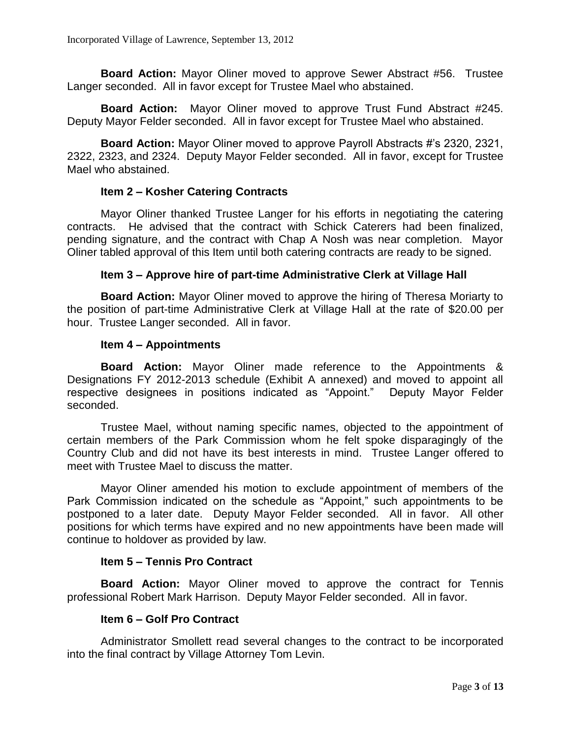**Board Action:** Mayor Oliner moved to approve Sewer Abstract #56. Trustee Langer seconded. All in favor except for Trustee Mael who abstained.

**Board Action:** Mayor Oliner moved to approve Trust Fund Abstract #245. Deputy Mayor Felder seconded. All in favor except for Trustee Mael who abstained.

**Board Action:** Mayor Oliner moved to approve Payroll Abstracts #'s 2320, 2321, 2322, 2323, and 2324. Deputy Mayor Felder seconded. All in favor, except for Trustee Mael who abstained.

### Item 2 – Kosher Catering Contracts

Mayor Oliner thanked Trustee Langer for his efforts in negotiating the catering contracts. He advised that the contract with Schick Caterers had been finalized, pending signature, and the contract with Chap A Nosh was near completion. Mayor Oliner tabled approval of this Item until both catering contracts are ready to be signed.

### Item 3 – Approve hire of part-time Administrative Clerk at Village Hall

**Board Action:** Mayor Oliner moved to approve the hiring of Theresa Moriarty to the position of part-time Administrative Clerk at Village Hall at the rate of $20.00 per hour. Trustee Langer seconded. All in favor.

### Item 4 – Appointments

**Board Action:** Mayor Oliner made reference to the Appointments & Designations FY 2012-2013 schedule (Exhibit A annexed) and moved to appoint all respective designees in positions indicated as "Appoint." Deputy Mayor Felder seconded.

Trustee Mael, without naming specific names, objected to the appointment of certain members of the Park Commission whom he felt spoke disparagingly of the Country Club and did not have its best interests in mind. Trustee Langer offered to meet with Trustee Mael to discuss the matter.

Mayor Oliner amended his motion to exclude appointment of members of the Park Commission indicated on the schedule as "Appoint," such appointments to be postponed to a later date. Deputy Mayor Felder seconded. All in favor. All other positions for which terms have expired and no new appointments have been made will continue to holdover as provided by law.

### Item 5 – Tennis Pro Contract

**Board Action:** Mayor Oliner moved to approve the contract for Tennis professional Robert Mark Harrison. Deputy Mayor Felder seconded. All in favor.

### Item 6 – Golf Pro Contract

Administrator Smollett read several changes to the contract to be incorporated into the final contract by Village Attorney Tom Levin.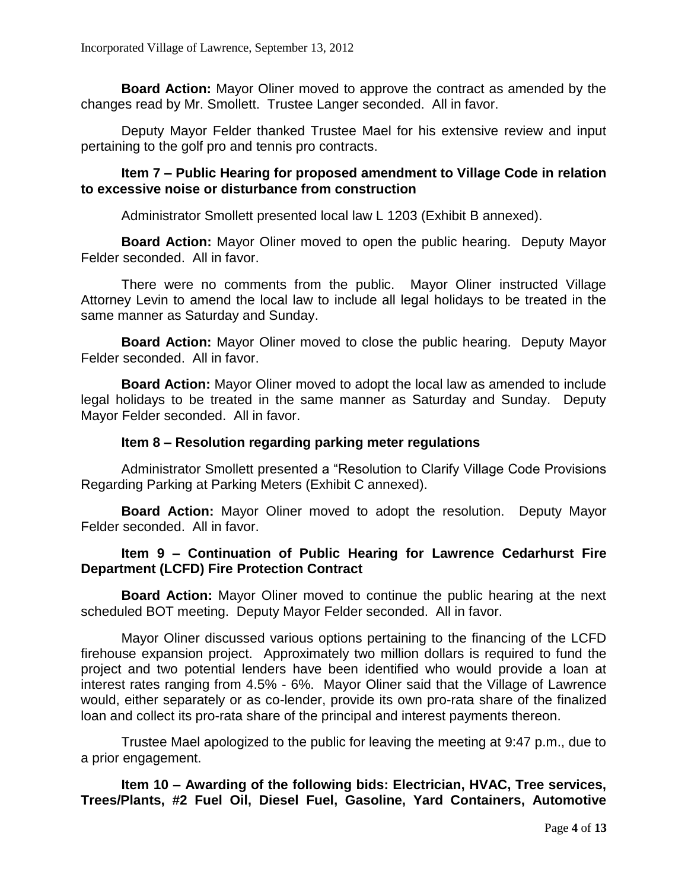**Board Action:** Mayor Oliner moved to approve the contract as amended by the changes read by Mr. Smollett. Trustee Langer seconded. All in favor.

Deputy Mayor Felder thanked Trustee Mael for his extensive review and input pertaining to the golf pro and tennis pro contracts.

**Item 7 – Public Hearing for proposed amendment to Village Code in relation to excessive noise or disturbance from construction**

Administrator Smollett presented local law L 1203 (Exhibit B annexed).

**Board Action:** Mayor Oliner moved to open the public hearing. Deputy Mayor Felder seconded. All in favor.

There were no comments from the public. Mayor Oliner instructed Village Attorney Levin to amend the local law to include all legal holidays to be treated in the same manner as Saturday and Sunday.

**Board Action:** Mayor Oliner moved to close the public hearing. Deputy Mayor Felder seconded. All in favor.

**Board Action:** Mayor Oliner moved to adopt the local law as amended to include legal holidays to be treated in the same manner as Saturday and Sunday. Deputy Mayor Felder seconded. All in favor.

**Item 8 – Resolution regarding parking meter regulations**

Administrator Smollett presented a "Resolution to Clarify Village Code Provisions Regarding Parking at Parking Meters (Exhibit C annexed).

**Board Action:** Mayor Oliner moved to adopt the resolution. Deputy Mayor Felder seconded. All in favor.

**Item 9 – Continuation of Public Hearing for Lawrence Cedarhurst Fire Department (LCFD) Fire Protection Contract**

**Board Action:** Mayor Oliner moved to continue the public hearing at the next scheduled BOT meeting. Deputy Mayor Felder seconded. All in favor.

Mayor Oliner discussed various options pertaining to the financing of the LCFD firehouse expansion project. Approximately two million dollars is required to fund the project and two potential lenders have been identified who would provide a loan at interest rates ranging from 4.5% - 6%. Mayor Oliner said that the Village of Lawrence would, either separately or as co-lender, provide its own pro-rata share of the finalized loan and collect its pro-rata share of the principal and interest payments thereon.

Trustee Mael apologized to the public for leaving the meeting at 9:47 p.m., due to a prior engagement.

**Item 10 – Awarding of the following bids: Electrician, HVAC, Tree services, Trees/Plants, #2 Fuel Oil, Diesel Fuel, Gasoline, Yard Containers, Automotive**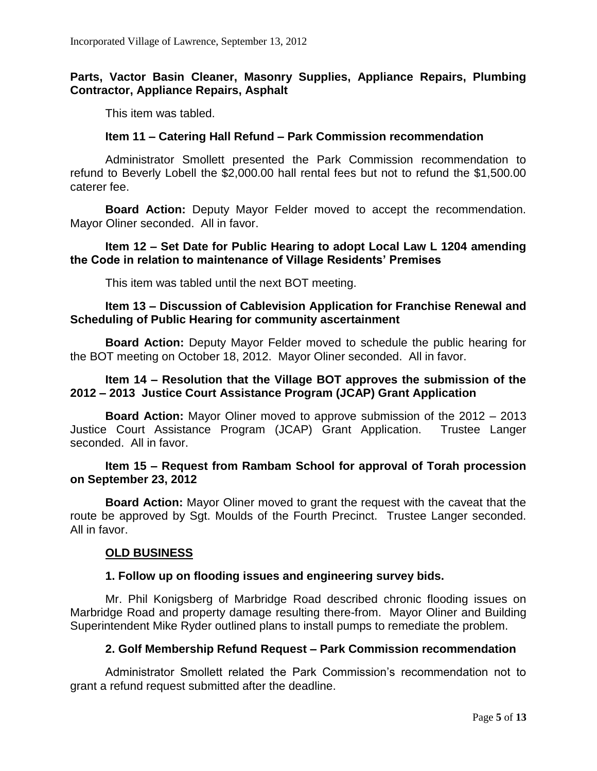**Parts, Vactor Basin Cleaner, Masonry Supplies, Appliance Repairs, Plumbing Contractor, Appliance Repairs, Asphalt**

This item was tabled.

**Item 11 – Catering Hall Refund – Park Commission recommendation**

Administrator Smollett presented the Park Commission recommendation to refund to Beverly Lobell the $2,000.00 hall rental fees but not to refund the $1,500.00 caterer fee.

**Board Action:** Deputy Mayor Felder moved to accept the recommendation. Mayor Oliner seconded. All in favor.

**Item 12 – Set Date for Public Hearing to adopt Local Law L 1204 amending the Code in relation to maintenance of Village Residents' Premises**

This item was tabled until the next BOT meeting.

**Item 13 – Discussion of Cablevision Application for Franchise Renewal and Scheduling of Public Hearing for community ascertainment**

**Board Action:** Deputy Mayor Felder moved to schedule the public hearing for the BOT meeting on October 18, 2012. Mayor Oliner seconded. All in favor.

**Item 14 – Resolution that the Village BOT approves the submission of the 2012 – 2013 Justice Court Assistance Program (JCAP) Grant Application**

**Board Action:** Mayor Oliner moved to approve submission of the 2012 – 2013 Justice Court Assistance Program (JCAP) Grant Application. Trustee Langer seconded. All in favor.

**Item 15 – Request from Rambam School for approval of Torah procession on September 23, 2012**

**Board Action:** Mayor Oliner moved to grant the request with the caveat that the route be approved by Sgt. Moulds of the Fourth Precinct. Trustee Langer seconded. All in favor.

## OLD BUSINESS

**1. Follow up on flooding issues and engineering survey bids.**

Mr. Phil Konigsberg of Marbridge Road described chronic flooding issues on Marbridge Road and property damage resulting there-from. Mayor Oliner and Building Superintendent Mike Ryder outlined plans to install pumps to remediate the problem.

**2. Golf Membership Refund Request – Park Commission recommendation**

Administrator Smollett related the Park Commission's recommendation not to grant a refund request submitted after the deadline.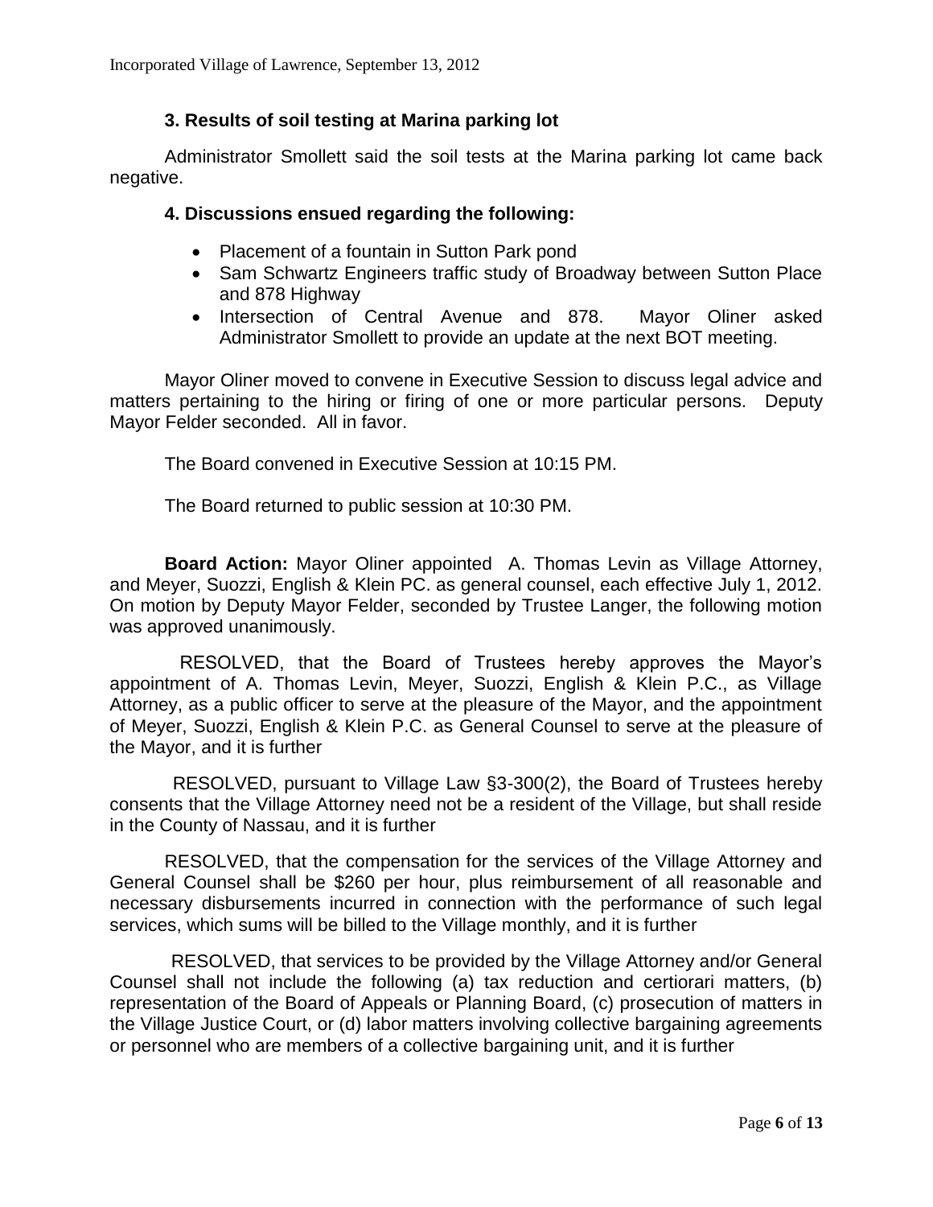### 3. Results of soil testing at Marina parking lot

Administrator Smollett said the soil tests at the Marina parking lot came back negative.

### 4. Discussions ensued regarding the following:

- Placement of a fountain in Sutton Park pond
- Sam Schwartz Engineers traffic study of Broadway between Sutton Place and 878 Highway
- Intersection of Central Avenue and 878. Mayor Oliner asked Administrator Smollett to provide an update at the next BOT meeting.

Mayor Oliner moved to convene in Executive Session to discuss legal advice and matters pertaining to the hiring or firing of one or more particular persons. Deputy Mayor Felder seconded. All in favor.

The Board convened in Executive Session at 10:15 PM.

The Board returned to public session at 10:30 PM.

**Board Action:** Mayor Oliner appointed A. Thomas Levin as Village Attorney, and Meyer, Suozzi, English & Klein PC. as general counsel, each effective July 1, 2012. On motion by Deputy Mayor Felder, seconded by Trustee Langer, the following motion was approved unanimously.

RESOLVED, that the Board of Trustees hereby approves the Mayor's appointment of A. Thomas Levin, Meyer, Suozzi, English & Klein P.C., as Village Attorney, as a public officer to serve at the pleasure of the Mayor, and the appointment of Meyer, Suozzi, English & Klein P.C. as General Counsel to serve at the pleasure of the Mayor, and it is further

RESOLVED, pursuant to Village Law §3-300(2), the Board of Trustees hereby consents that the Village Attorney need not be a resident of the Village, but shall reside in the County of Nassau, and it is further

RESOLVED, that the compensation for the services of the Village Attorney and General Counsel shall be $260 per hour, plus reimbursement of all reasonable and necessary disbursements incurred in connection with the performance of such legal services, which sums will be billed to the Village monthly, and it is further

RESOLVED, that services to be provided by the Village Attorney and/or General Counsel shall not include the following (a) tax reduction and certiorari matters, (b) representation of the Board of Appeals or Planning Board, (c) prosecution of matters in the Village Justice Court, or (d) labor matters involving collective bargaining agreements or personnel who are members of a collective bargaining unit, and it is further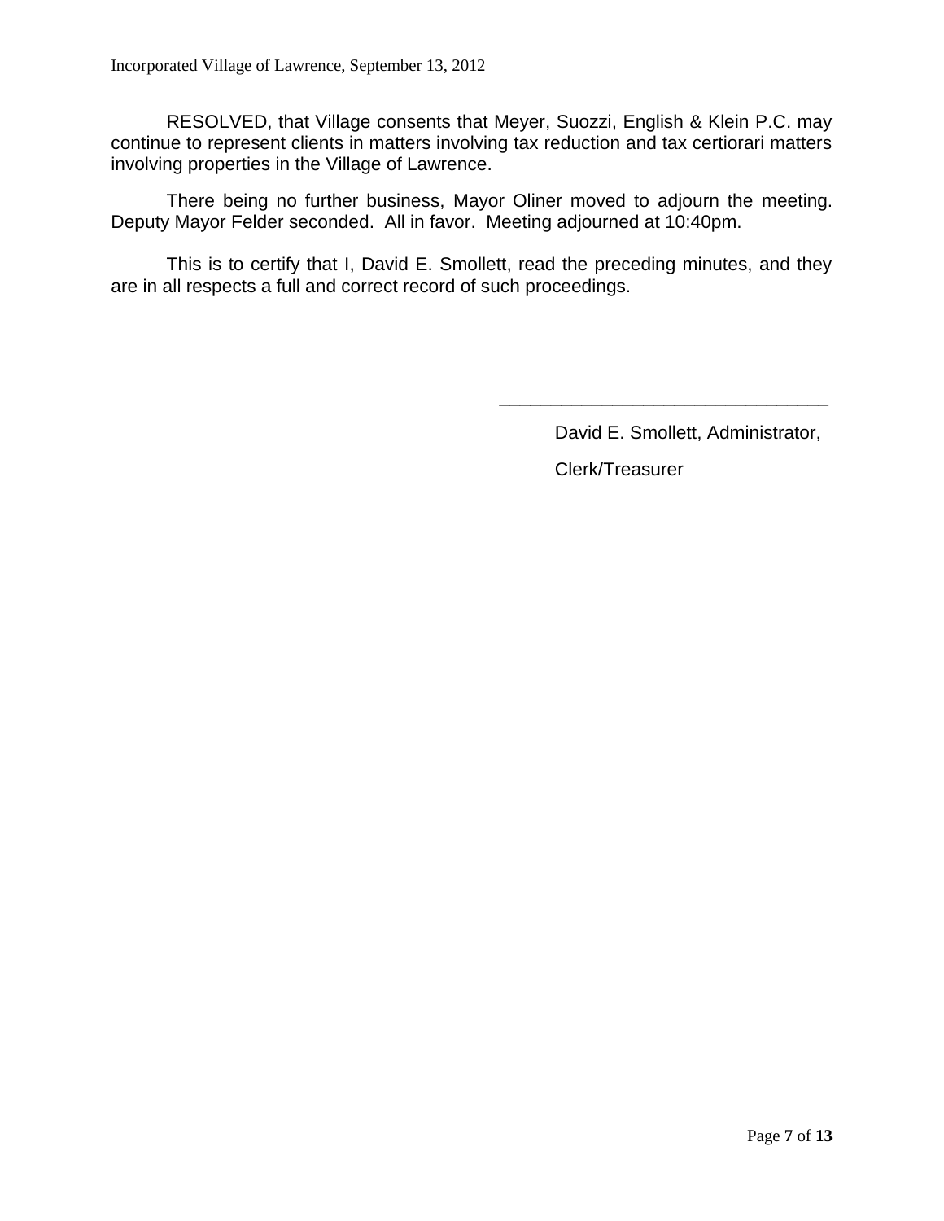RESOLVED, that Village consents that Meyer, Suozzi, English & Klein P.C. may continue to represent clients in matters involving tax reduction and tax certiorari matters involving properties in the Village of Lawrence.

There being no further business, Mayor Oliner moved to adjourn the meeting. Deputy Mayor Felder seconded. All in favor. Meeting adjourned at 10:40pm.

This is to certify that I, David E. Smollett, read the preceding minutes, and they are in all respects a full and correct record of such proceedings.

\_\_\_\_\_\_\_\_\_\_\_\_\_\_\_\_\_\_\_\_\_\_\_\_\_\_\_\_\_\_\_\_

David E. Smollett, Administrator,

Clerk/Treasurer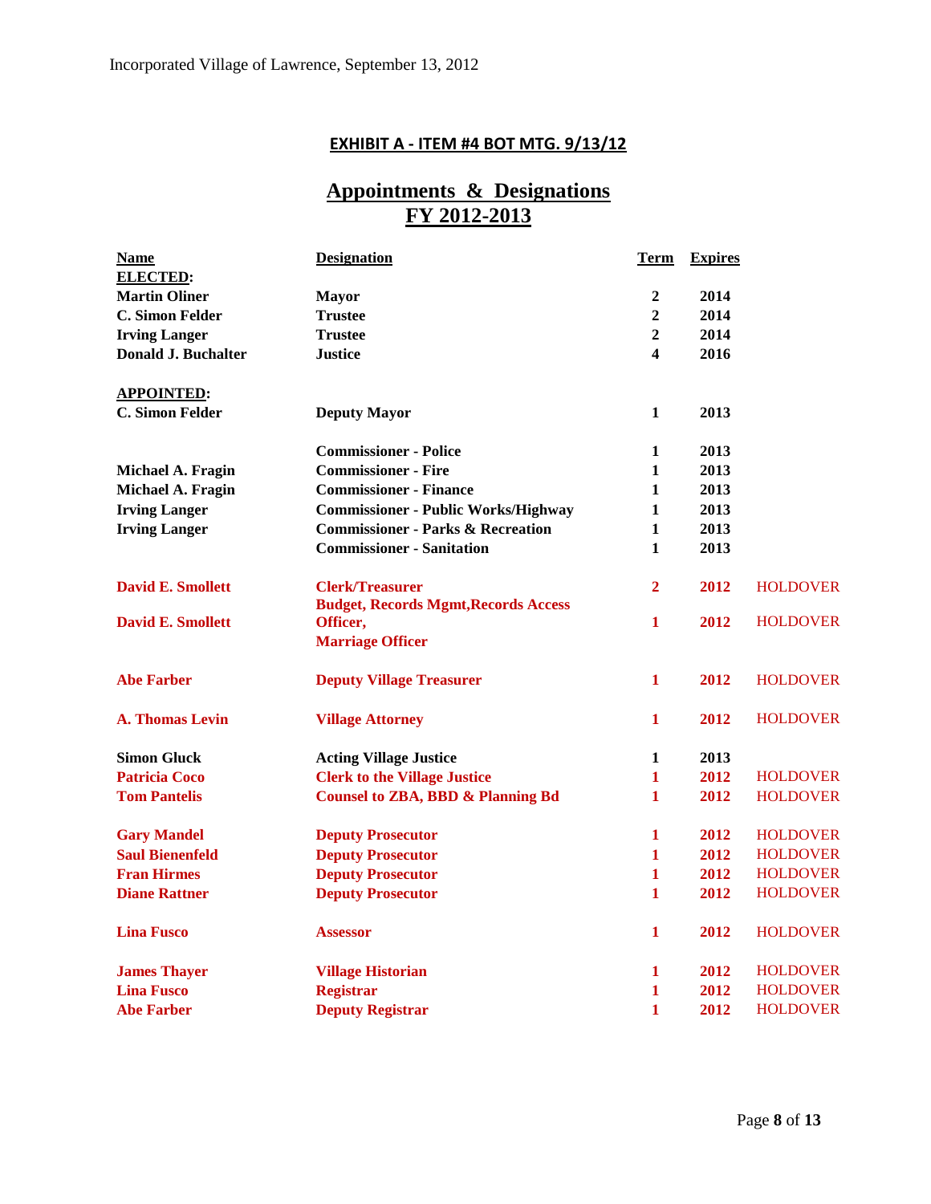## EXHIBIT A - ITEM #4 BOT MTG. 9/13/12

# Appointments & Designations
# FY 2012-2013

| Name | Designation | Term | Expires | |
|---|---|---|---|---|
| **ELECTED:** | | | | |
| **Martin Oliner** | **Mayor** | **2** | **2014** | |
| **C. Simon Felder** | **Trustee** | **2** | **2014** | |
| **Irving Langer** | **Trustee** | **2** | **2014** | |
| **Donald J. Buchalter** | **Justice** | **4** | **2016** | |
| **APPOINTED:** | | | | |
| **C. Simon Felder** | **Deputy Mayor** | **1** | **2013** | |
| | **Commissioner - Police** | **1** | **2013** | |
| **Michael A. Fragin** | **Commissioner - Fire** | **1** | **2013** | |
| **Michael A. Fragin** | **Commissioner - Finance** | **1** | **2013** | |
| **Irving Langer** | **Commissioner - Public Works/Highway** | **1** | **2013** | |
| **Irving Langer** | **Commissioner - Parks & Recreation** | **1** | **2013** | |
| | **Commissioner - Sanitation** | **1** | **2013** | |
| **David E. Smollett** | **Clerk/Treasurer** | **2** | **2012** | HOLDOVER |
| **David E. Smollett** | **Budget, Records Mgmt,Records Access Officer, Marriage Officer** | **1** | **2012** | HOLDOVER |
| **Abe Farber** | **Deputy Village Treasurer** | **1** | **2012** | HOLDOVER |
| **A. Thomas Levin** | **Village Attorney** | **1** | **2012** | HOLDOVER |
| **Simon Gluck** | **Acting Village Justice** | **1** | **2013** | |
| **Patricia Coco** | **Clerk to the Village Justice** | **1** | **2012** | HOLDOVER |
| **Tom Pantelis** | **Counsel to ZBA, BBD & Planning Bd** | **1** | **2012** | HOLDOVER |
| **Gary Mandel** | **Deputy Prosecutor** | **1** | **2012** | HOLDOVER |
| **Saul Bienenfeld** | **Deputy Prosecutor** | **1** | **2012** | HOLDOVER |
| **Fran Hirmes** | **Deputy Prosecutor** | **1** | **2012** | HOLDOVER |
| **Diane Rattner** | **Deputy Prosecutor** | **1** | **2012** | HOLDOVER |
| **Lina Fusco** | **Assessor** | **1** | **2012** | HOLDOVER |
| **James Thayer** | **Village Historian** | **1** | **2012** | HOLDOVER |
| **Lina Fusco** | **Registrar** | **1** | **2012** | HOLDOVER |
| **Abe Farber** | **Deputy Registrar** | **1** | **2012** | HOLDOVER |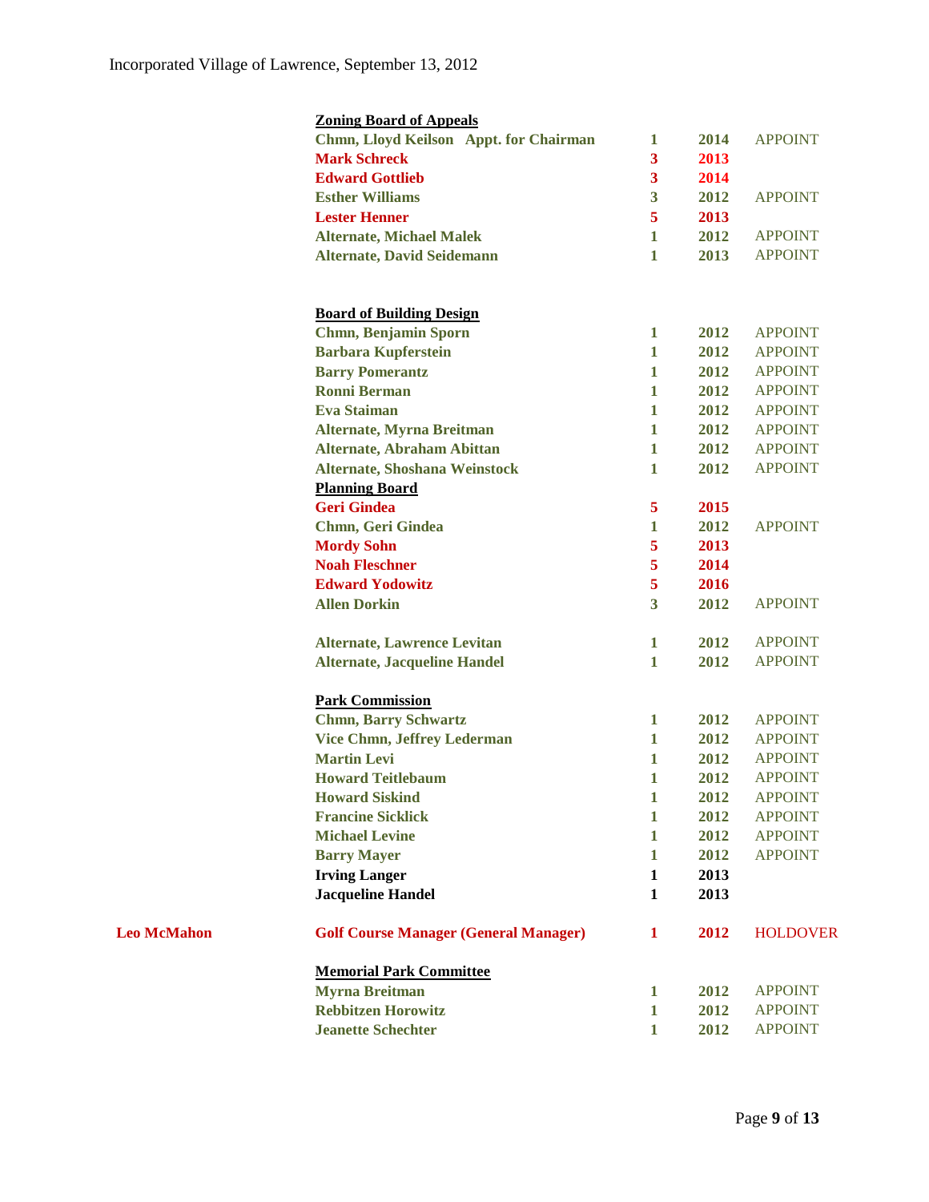Incorporated Village of Lawrence, September 13, 2012

| | | | | |
|---|---|---|---|---|
| | **Zoning Board of Appeals** | | | |
| | **Chmn, Lloyd Keilson Appt. for Chairman** | **1** | **2014** | APPOINT |
| | **Mark Schreck** | **3** | **2013** | |
| | **Edward Gottlieb** | **3** | **2014** | |
| | **Esther Williams** | **3** | **2012** | APPOINT |
| | **Lester Henner** | **5** | **2013** | |
| | **Alternate, Michael Malek** | **1** | **2012** | APPOINT |
| | **Alternate, David Seidemann** | **1** | **2013** | APPOINT |
| | | | | |
| | **Board of Building Design** | | | |
| | **Chmn, Benjamin Sporn** | **1** | **2012** | APPOINT |
| | **Barbara Kupferstein** | **1** | **2012** | APPOINT |
| | **Barry Pomerantz** | **1** | **2012** | APPOINT |
| | **Ronni Berman** | **1** | **2012** | APPOINT |
| | **Eva Staiman** | **1** | **2012** | APPOINT |
| | **Alternate, Myrna Breitman** | **1** | **2012** | APPOINT |
| | **Alternate, Abraham Abittan** | **1** | **2012** | APPOINT |
| | **Alternate, Shoshana Weinstock** | **1** | **2012** | APPOINT |
| | **Planning Board** | | | |
| | **Geri Gindea** | **5** | **2015** | |
| | **Chmn, Geri Gindea** | **1** | **2012** | APPOINT |
| | **Mordy Sohn** | **5** | **2013** | |
| | **Noah Fleschner** | **5** | **2014** | |
| | **Edward Yodowitz** | **5** | **2016** | |
| | **Allen Dorkin** | **3** | **2012** | APPOINT |
| | | | | |
| | **Alternate, Lawrence Levitan** | **1** | **2012** | APPOINT |
| | **Alternate, Jacqueline Handel** | **1** | **2012** | APPOINT |
| | | | | |
| | **Park Commission** | | | |
| | **Chmn, Barry Schwartz** | **1** | **2012** | APPOINT |
| | **Vice Chmn, Jeffrey Lederman** | **1** | **2012** | APPOINT |
| | **Martin Levi** | **1** | **2012** | APPOINT |
| | **Howard Teitlebaum** | **1** | **2012** | APPOINT |
| | **Howard Siskind** | **1** | **2012** | APPOINT |
| | **Francine Sicklick** | **1** | **2012** | APPOINT |
| | **Michael Levine** | **1** | **2012** | APPOINT |
| | **Barry Mayer** | **1** | **2012** | APPOINT |
| | **Irving Langer** | **1** | **2013** | |
| | **Jacqueline Handel** | **1** | **2013** | |
| | | | | |
| **Leo McMahon** | **Golf Course Manager (General Manager)** | **1** | **2012** | HOLDOVER |
| | | | | |
| | **Memorial Park Committee** | | | |
| | **Myrna Breitman** | **1** | **2012** | APPOINT |
| | **Rebbitzen Horowitz** | **1** | **2012** | APPOINT |
| | **Jeanette Schechter** | **1** | **2012** | APPOINT |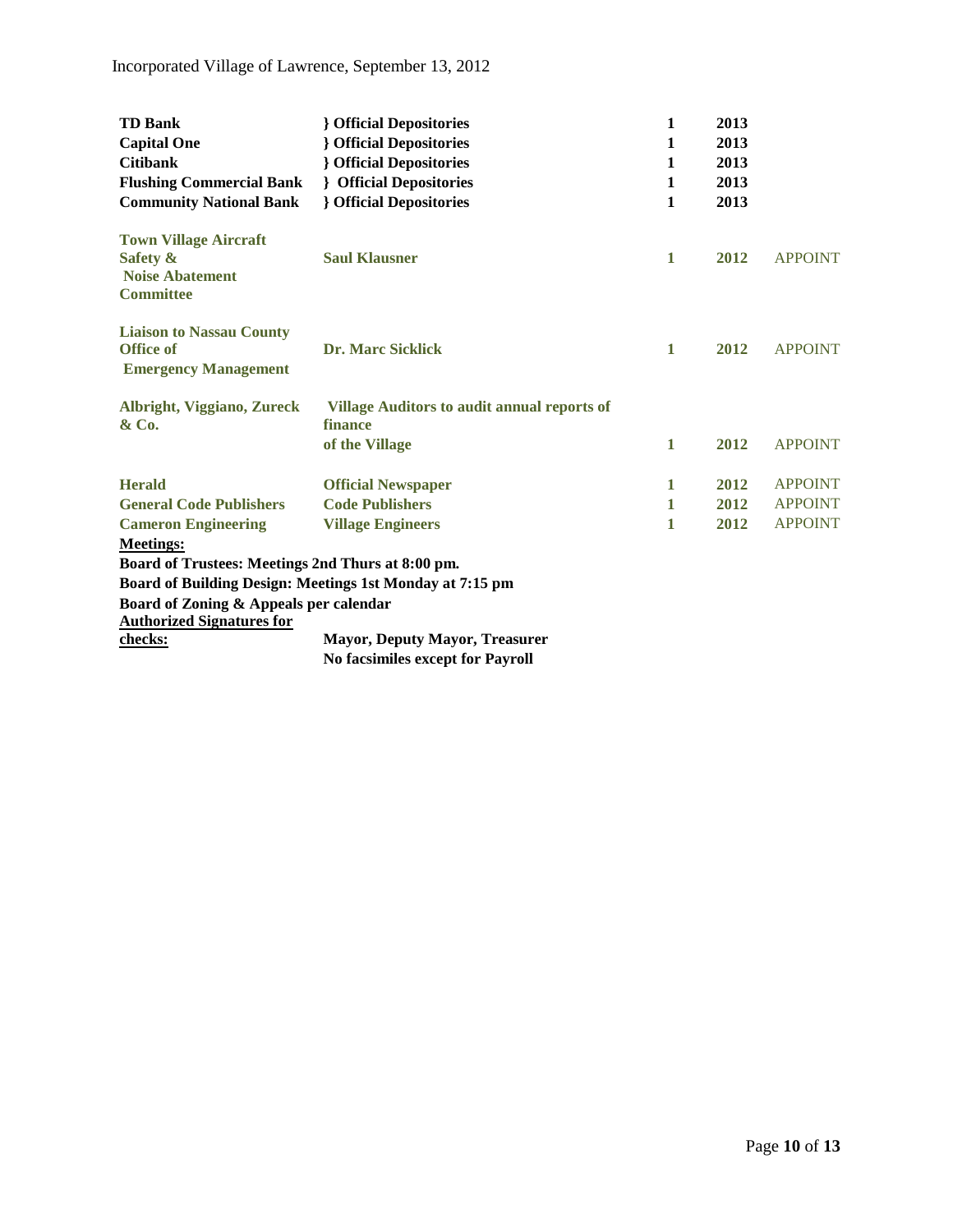| | | | | |
|---|---|---|---|---|
| **TD Bank** | **} Official Depositories** | **1** | **2013** | |
| **Capital One** | **} Official Depositories** | **1** | **2013** | |
| **Citibank** | **} Official Depositories** | **1** | **2013** | |
| **Flushing Commercial Bank** | **} Official Depositories** | **1** | **2013** | |
| **Community National Bank** | **} Official Depositories** | **1** | **2013** | |
| **Town Village Aircraft Safety & Noise Abatement Committee** | **Saul Klausner** | **1** | **2012** | APPOINT |
| **Liaison to Nassau County Office of Emergency Management** | **Dr. Marc Sicklick** | **1** | **2012** | APPOINT |
| **Albright, Viggiano, Zureck & Co.** | **Village Auditors to audit annual reports of finance of the Village** | **1** | **2012** | APPOINT |
| **Herald** | **Official Newspaper** | **1** | **2012** | APPOINT |
| **General Code Publishers** | **Code Publishers** | **1** | **2012** | APPOINT |
| **Cameron Engineering** | **Village Engineers** | **1** | **2012** | APPOINT |

**Meetings:**

**Board of Trustees: Meetings 2nd Thurs at 8:00 pm.**

**Board of Building Design: Meetings 1st Monday at 7:15 pm**

**Board of Zoning & Appeals per calendar**

**Authorized Signatures for checks:** **Mayor, Deputy Mayor, Treasurer**
**No facsimiles except for Payroll**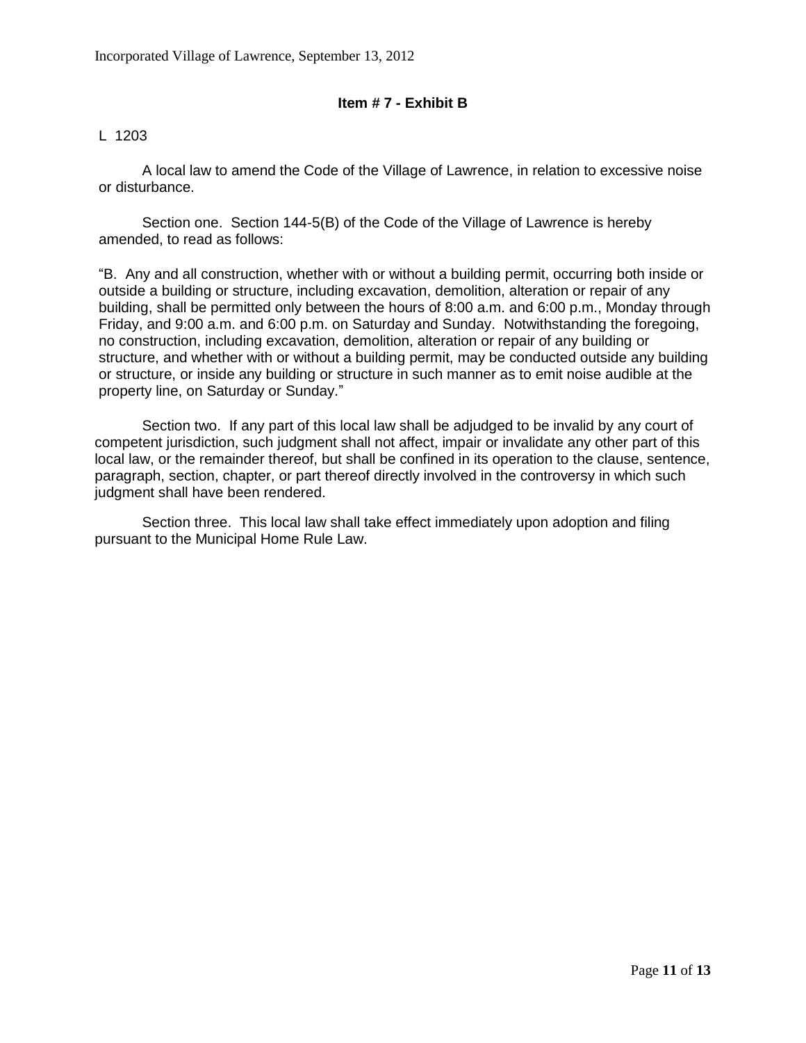**Item # 7 - Exhibit B**

L 1203

A local law to amend the Code of the Village of Lawrence, in relation to excessive noise or disturbance.

Section one. Section 144-5(B) of the Code of the Village of Lawrence is hereby amended, to read as follows:

"B. Any and all construction, whether with or without a building permit, occurring both inside or outside a building or structure, including excavation, demolition, alteration or repair of any building, shall be permitted only between the hours of 8:00 a.m. and 6:00 p.m., Monday through Friday, and 9:00 a.m. and 6:00 p.m. on Saturday and Sunday. Notwithstanding the foregoing, no construction, including excavation, demolition, alteration or repair of any building or structure, and whether with or without a building permit, may be conducted outside any building or structure, or inside any building or structure in such manner as to emit noise audible at the property line, on Saturday or Sunday."

Section two. If any part of this local law shall be adjudged to be invalid by any court of competent jurisdiction, such judgment shall not affect, impair or invalidate any other part of this local law, or the remainder thereof, but shall be confined in its operation to the clause, sentence, paragraph, section, chapter, or part thereof directly involved in the controversy in which such judgment shall have been rendered.

Section three. This local law shall take effect immediately upon adoption and filing pursuant to the Municipal Home Rule Law.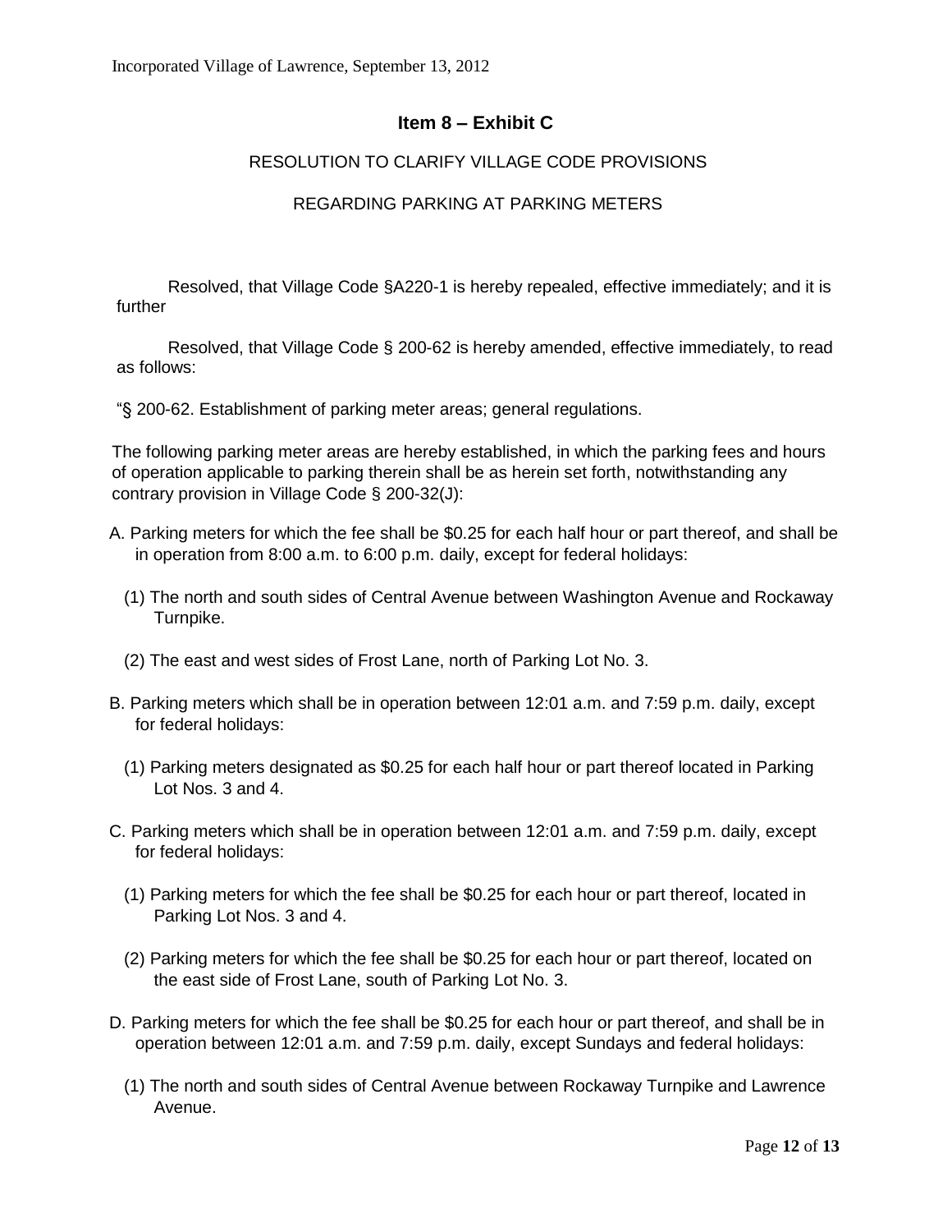## Item 8 – Exhibit C

RESOLUTION TO CLARIFY VILLAGE CODE PROVISIONS

REGARDING PARKING AT PARKING METERS

Resolved, that Village Code §A220-1 is hereby repealed, effective immediately; and it is further

Resolved, that Village Code § 200-62 is hereby amended, effective immediately, to read as follows:

"§ 200-62. Establishment of parking meter areas; general regulations.

The following parking meter areas are hereby established, in which the parking fees and hours of operation applicable to parking therein shall be as herein set forth, notwithstanding any contrary provision in Village Code § 200-32(J):

A. Parking meters for which the fee shall be $0.25 for each half hour or part thereof, and shall be in operation from 8:00 a.m. to 6:00 p.m. daily, except for federal holidays:

(1) The north and south sides of Central Avenue between Washington Avenue and Rockaway Turnpike.

(2) The east and west sides of Frost Lane, north of Parking Lot No. 3.

B. Parking meters which shall be in operation between 12:01 a.m. and 7:59 p.m. daily, except for federal holidays:

(1) Parking meters designated as $0.25 for each half hour or part thereof located in Parking Lot Nos. 3 and 4.

C. Parking meters which shall be in operation between 12:01 a.m. and 7:59 p.m. daily, except for federal holidays:

(1) Parking meters for which the fee shall be $0.25 for each hour or part thereof, located in Parking Lot Nos. 3 and 4.

(2) Parking meters for which the fee shall be $0.25 for each hour or part thereof, located on the east side of Frost Lane, south of Parking Lot No. 3.

D. Parking meters for which the fee shall be $0.25 for each hour or part thereof, and shall be in operation between 12:01 a.m. and 7:59 p.m. daily, except Sundays and federal holidays:

(1) The north and south sides of Central Avenue between Rockaway Turnpike and Lawrence Avenue.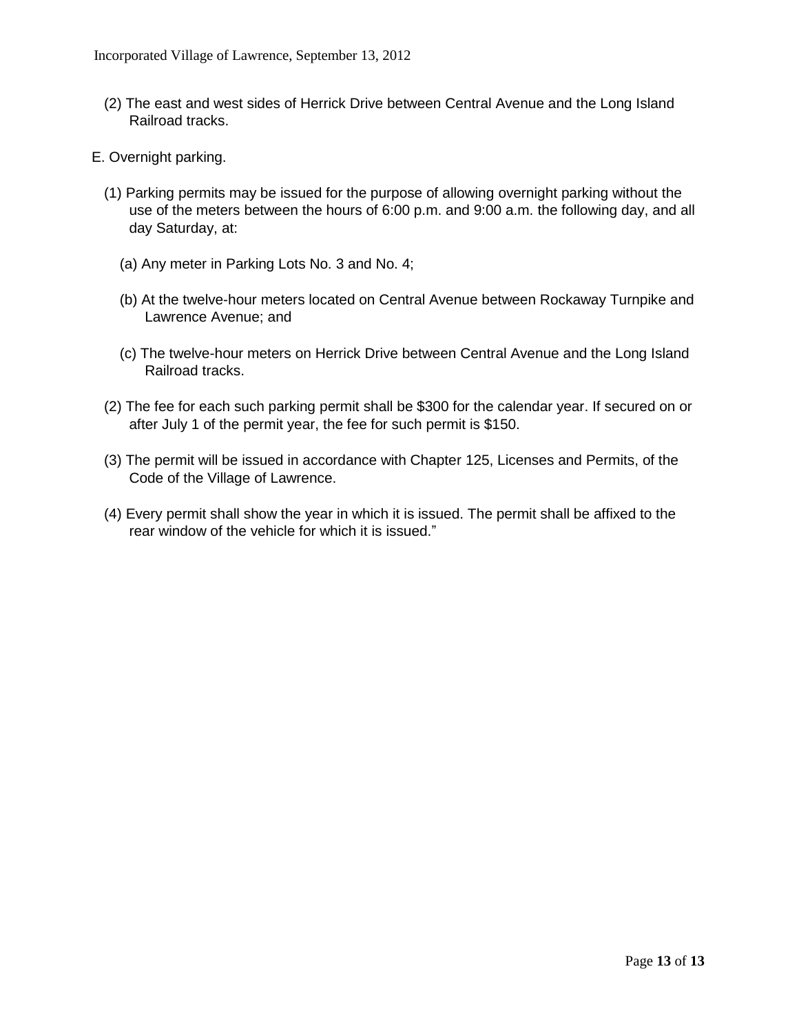(2) The east and west sides of Herrick Drive between Central Avenue and the Long Island Railroad tracks.

E. Overnight parking.

(1) Parking permits may be issued for the purpose of allowing overnight parking without the use of the meters between the hours of 6:00 p.m. and 9:00 a.m. the following day, and all day Saturday, at:

(a) Any meter in Parking Lots No. 3 and No. 4;

(b) At the twelve-hour meters located on Central Avenue between Rockaway Turnpike and Lawrence Avenue; and

(c) The twelve-hour meters on Herrick Drive between Central Avenue and the Long Island Railroad tracks.

(2) The fee for each such parking permit shall be $300 for the calendar year. If secured on or after July 1 of the permit year, the fee for such permit is $150.

(3) The permit will be issued in accordance with Chapter 125, Licenses and Permits, of the Code of the Village of Lawrence.

(4) Every permit shall show the year in which it is issued. The permit shall be affixed to the rear window of the vehicle for which it is issued."